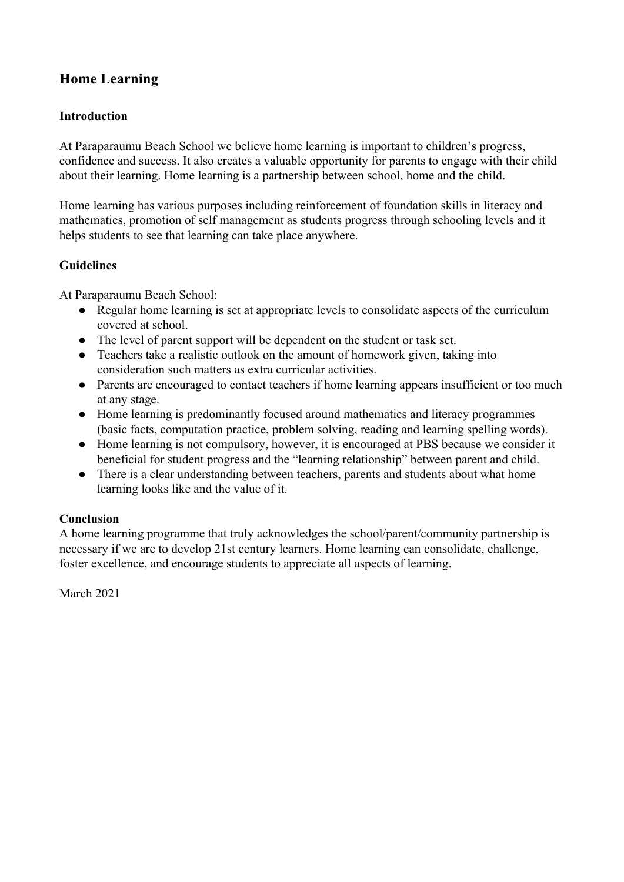## Home Learning

### Introduction

At Paraparaumu Beach School we believe home learning is important to children's progress, confidence and success. It also creates a valuable opportunity for parents to engage with their child about their learning. Home learning is a partnership between school, home and the child.

Home learning has various purposes including reinforcement of foundation skills in literacy and mathematics, promotion of self management as students progress through schooling levels and it helps students to see that learning can take place anywhere.

### Guidelines

At Paraparaumu Beach School:

- Regular home learning is set at appropriate levels to consolidate aspects of the curriculum covered at school.
- The level of parent support will be dependent on the student or task set.
- Teachers take a realistic outlook on the amount of homework given, taking into consideration such matters as extra curricular activities.
- Parents are encouraged to contact teachers if home learning appears insufficient or too much at any stage.
- Home learning is predominantly focused around mathematics and literacy programmes (basic facts, computation practice, problem solving, reading and learning spelling words).
- Home learning is not compulsory, however, it is encouraged at PBS because we consider it beneficial for student progress and the "learning relationship" between parent and child.
- There is a clear understanding between teachers, parents and students about what home learning looks like and the value of it.

### Conclusion

A home learning programme that truly acknowledges the school/parent/community partnership is necessary if we are to develop 21st century learners. Home learning can consolidate, challenge, foster excellence, and encourage students to appreciate all aspects of learning.

March 2021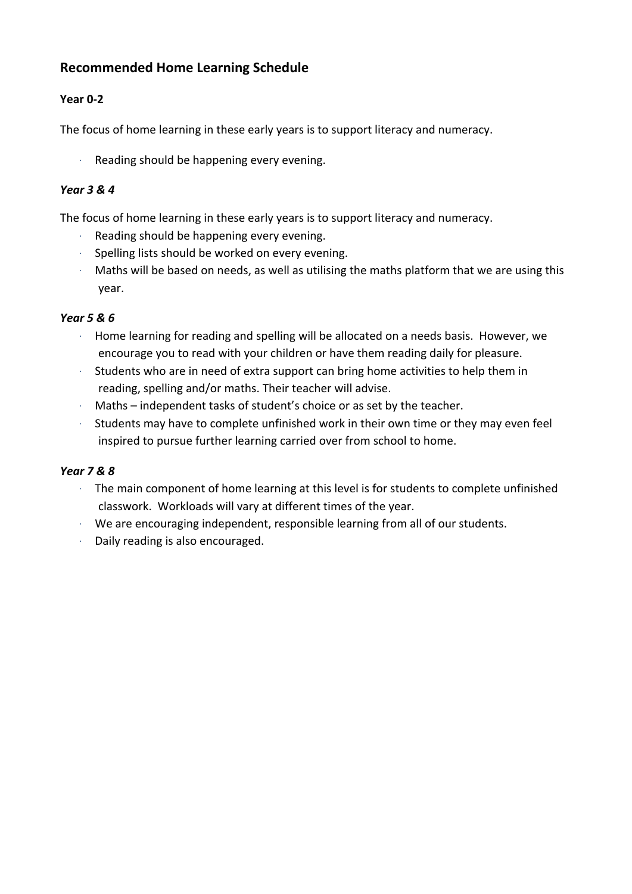## Recommended Home Learning Schedule

**Year 0-2**

The focus of home learning in these early years is to support literacy and numeracy.

- Reading should be happening every evening.

***Year 3 & 4***

The focus of home learning in these early years is to support literacy and numeracy.

- Reading should be happening every evening.
- Spelling lists should be worked on every evening.
- Maths will be based on needs, as well as utilising the maths platform that we are using this year.

***Year 5 & 6***

- Home learning for reading and spelling will be allocated on a needs basis. However, we encourage you to read with your children or have them reading daily for pleasure.
- Students who are in need of extra support can bring home activities to help them in reading, spelling and/or maths. Their teacher will advise.
- Maths – independent tasks of student's choice or as set by the teacher.
- Students may have to complete unfinished work in their own time or they may even feel inspired to pursue further learning carried over from school to home.

***Year 7 & 8***

- The main component of home learning at this level is for students to complete unfinished classwork. Workloads will vary at different times of the year.
- We are encouraging independent, responsible learning from all of our students.
- Daily reading is also encouraged.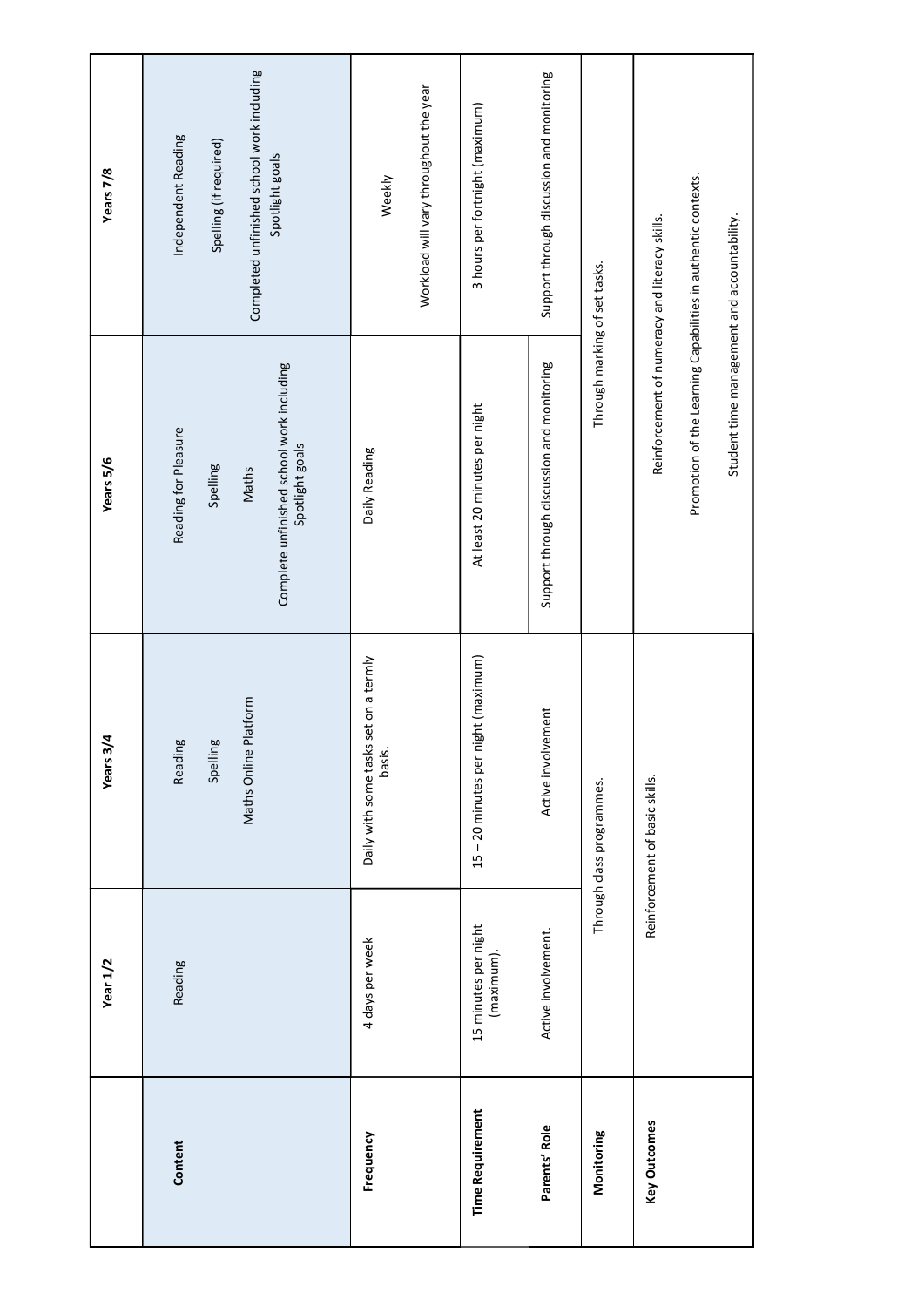| | Year 1/2 | Years 3/4 | Years 5/6 | Years 7/8 |
|---|---|---|---|---|
| **Content** | Reading | Reading<br>Spelling<br>Maths Online Platform | Reading for Pleasure<br>Spelling<br>Maths<br>Complete unfinished school work including Spotlight goals | Independent Reading<br>Spelling (if required)<br>Completed unfinished school work including Spotlight goals |
| **Frequency** | 4 days per week | Daily with some tasks set on a termly basis. | Daily Reading | Weekly<br>Workload will vary throughout the year |
| **Time Requirement** | 15 minutes per night (maximum). | 15 – 20 minutes per night (maximum) | At least 20 minutes per night | 3 hours per fortnight (maximum) |
| **Parents' Role** | Active involvement. | Active involvement | Support through discussion and monitoring | Support through discussion and monitoring |
| **Monitoring** | Through class programmes. | | Through marking of set tasks. | |
| **Key Outcomes** | Reinforcement of basic skills. | | Reinforcement of numeracy and literacy skills.<br>Promotion of the Learning Capabilities in authentic contexts.<br>Student time management and accountability. | |